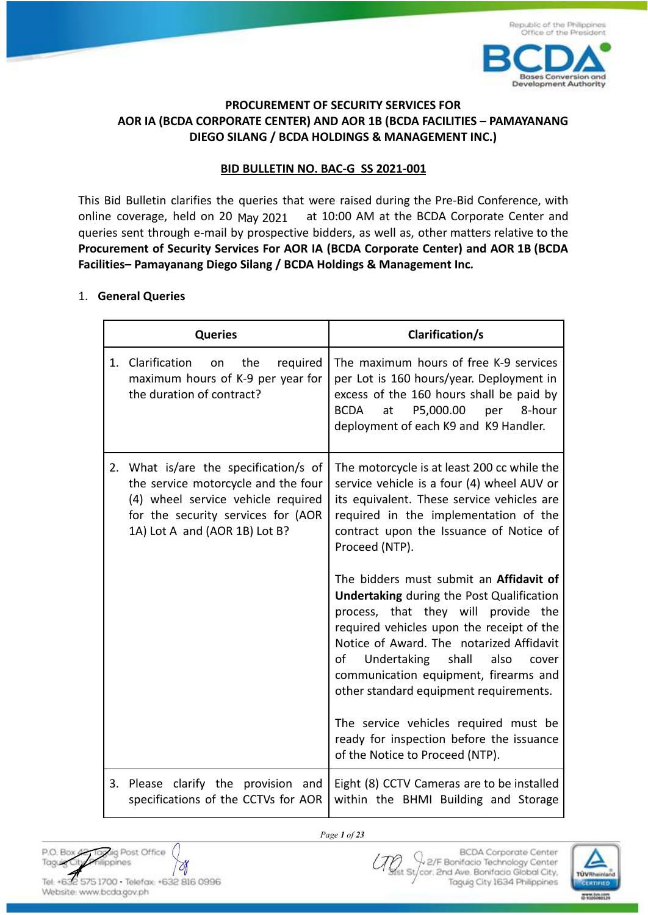**PROCUREMENT OF SECURITY SERVICES FOR AOR IA (BCDA CORPORATE CENTER) AND AOR 1B (BCDA FACILITIES – PAMAYANANG DIEGO SILANG / BCDA HOLDINGS & MANAGEMENT INC.)**

**BID BULLETIN NO. BAC-G SS 2021-001**

This Bid Bulletin clarifies the queries that were raised during the Pre-Bid Conference, with online coverage, held on 20 May 2021 at 10:00 AM at the BCDA Corporate Center and queries sent through e-mail by prospective bidders, as well as, other matters relative to the **Procurement of Security Services For AOR IA (BCDA Corporate Center) and AOR 1B (BCDA Facilities– Pamayanang Diego Silang / BCDA Holdings & Management Inc.**

1. **General Queries**

| Queries | Clarification/s |
|---|---|
| 1. Clarification on the required maximum hours of K-9 per year for the duration of contract? | The maximum hours of free K-9 services per Lot is 160 hours/year. Deployment in excess of the 160 hours shall be paid by BCDA at P5,000.00 per 8-hour deployment of each K9 and K9 Handler. |
| 2. What is/are the specification/s of the service motorcycle and the four (4) wheel service vehicle required for the security services for (AOR 1A) Lot A and (AOR 1B) Lot B? | The motorcycle is at least 200 cc while the service vehicle is a four (4) wheel AUV or its equivalent. These service vehicles are required in the implementation of the contract upon the Issuance of Notice of Proceed (NTP).<br><br>The bidders must submit an **Affidavit of Undertaking** during the Post Qualification process, that they will provide the required vehicles upon the receipt of the Notice of Award. The notarized Affidavit of Undertaking shall also cover communication equipment, firearms and other standard equipment requirements.<br><br>The service vehicles required must be ready for inspection before the issuance of the Notice to Proceed (NTP). |
| 3. Please clarify the provision and specifications of the CCTVs for AOR | Eight (8) CCTV Cameras are to be installed within the BHMI Building and Storage |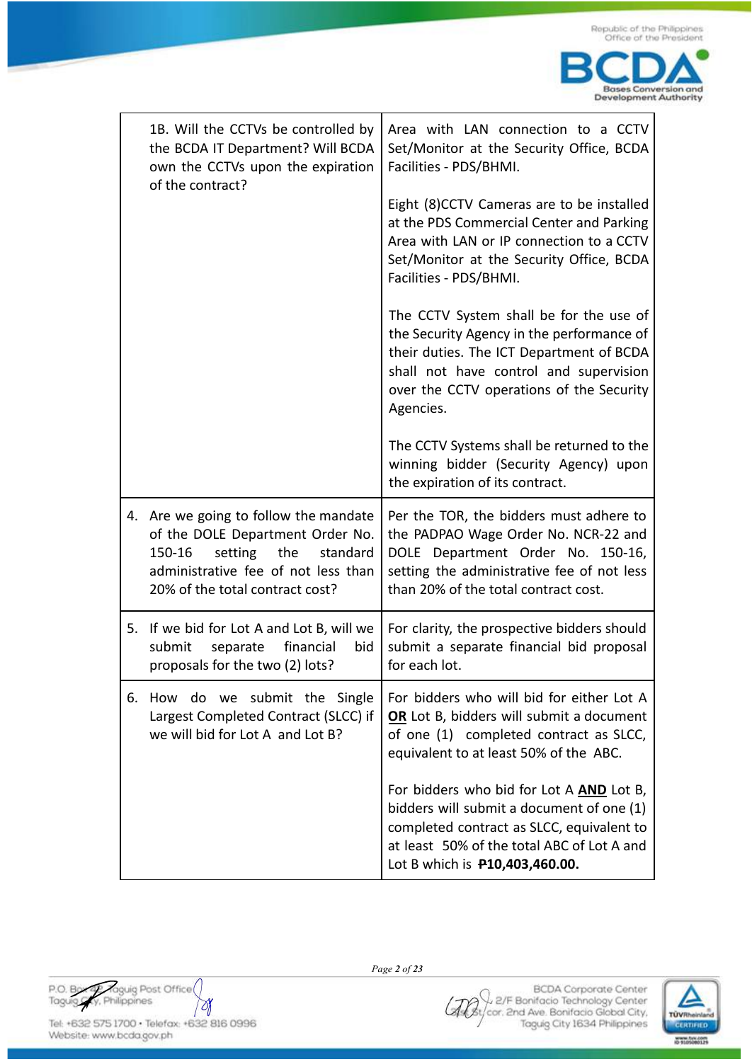| | |
|---|---|
| 1B. Will the CCTVs be controlled by the BCDA IT Department? Will BCDA own the CCTVs upon the expiration of the contract? | Area with LAN connection to a CCTV Set/Monitor at the Security Office, BCDA Facilities - PDS/BHMI.<br><br>Eight (8)CCTV Cameras are to be installed at the PDS Commercial Center and Parking Area with LAN or IP connection to a CCTV Set/Monitor at the Security Office, BCDA Facilities - PDS/BHMI.<br><br>The CCTV System shall be for the use of the Security Agency in the performance of their duties. The ICT Department of BCDA shall not have control and supervision over the CCTV operations of the Security Agencies.<br><br>The CCTV Systems shall be returned to the winning bidder (Security Agency) upon the expiration of its contract. |
| 4. Are we going to follow the mandate of the DOLE Department Order No. 150-16 setting the standard administrative fee of not less than 20% of the total contract cost? | Per the TOR, the bidders must adhere to the PADPAO Wage Order No. NCR-22 and DOLE Department Order No. 150-16, setting the administrative fee of not less than 20% of the total contract cost. |
| 5. If we bid for Lot A and Lot B, will we submit separate financial bid proposals for the two (2) lots? | For clarity, the prospective bidders should submit a separate financial bid proposal for each lot. |
| 6. How do we submit the Single Largest Completed Contract (SLCC) if we will bid for Lot A and Lot B? | For bidders who will bid for either Lot A **<u>OR</u>** Lot B, bidders will submit a document of one (1) completed contract as SLCC, equivalent to at least 50% of the ABC.<br><br>For bidders who bid for Lot A **<u>AND</u>** Lot B, bidders will submit a document of one (1) completed contract as SLCC, equivalent to at least 50% of the total ABC of Lot A and Lot B which is **₱10,403,460.00.** |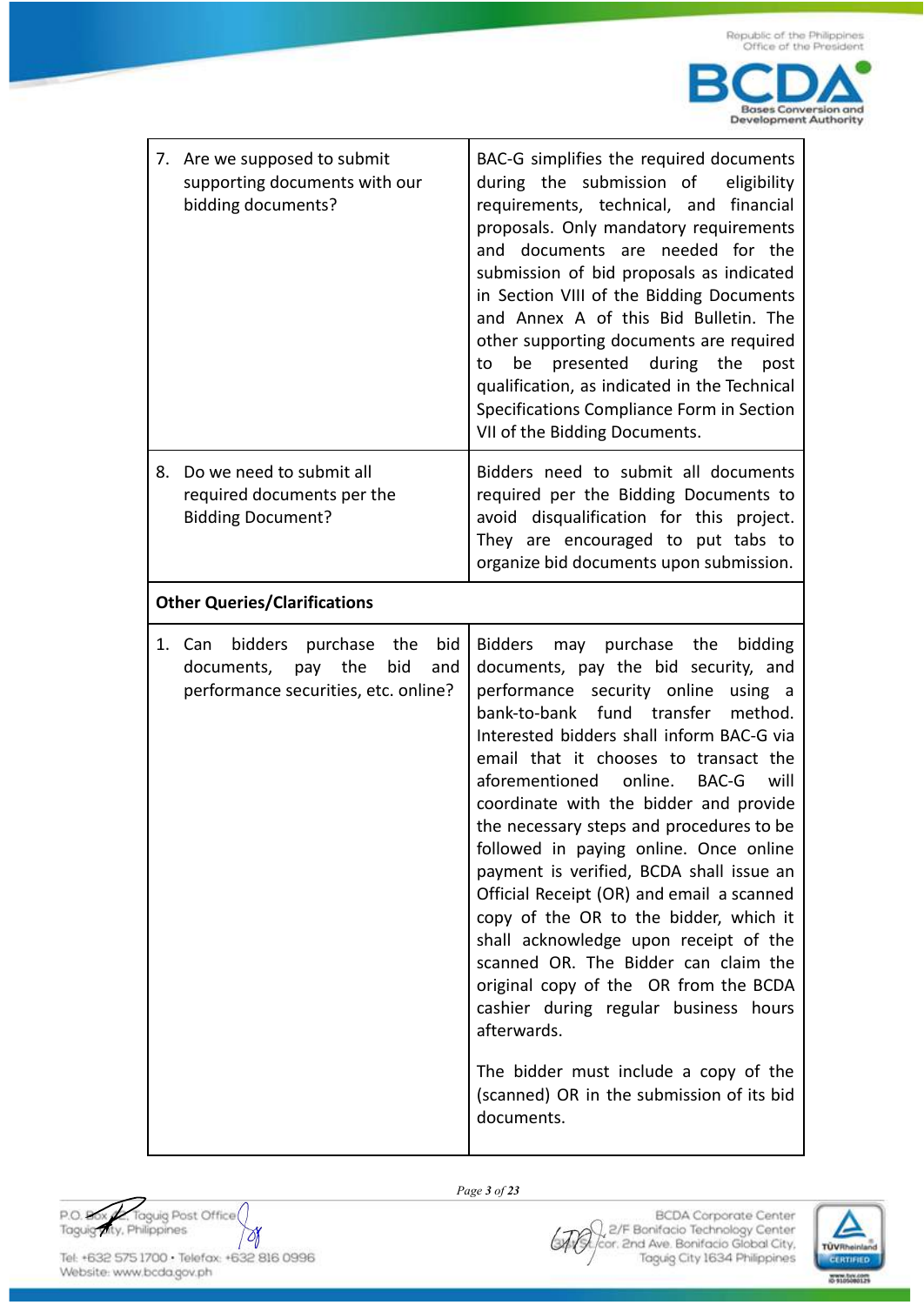| | |
|---|---|
| 7. Are we supposed to submit supporting documents with our bidding documents? | BAC-G simplifies the required documents during the submission of eligibility requirements, technical, and financial proposals. Only mandatory requirements and documents are needed for the submission of bid proposals as indicated in Section VIII of the Bidding Documents and Annex A of this Bid Bulletin. The other supporting documents are required to be presented during the post qualification, as indicated in the Technical Specifications Compliance Form in Section VII of the Bidding Documents. |
| 8. Do we need to submit all required documents per the Bidding Document? | Bidders need to submit all documents required per the Bidding Documents to avoid disqualification for this project. They are encouraged to put tabs to organize bid documents upon submission. |
| **Other Queries/Clarifications** | |
| 1. Can bidders purchase the bid documents, pay the bid and performance securities, etc. online? | Bidders may purchase the bidding documents, pay the bid security, and performance security online using a bank-to-bank fund transfer method. Interested bidders shall inform BAC-G via email that it chooses to transact the aforementioned online. BAC-G will coordinate with the bidder and provide the necessary steps and procedures to be followed in paying online. Once online payment is verified, BCDA shall issue an Official Receipt (OR) and email a scanned copy of the OR to the bidder, which it shall acknowledge upon receipt of the scanned OR. The Bidder can claim the original copy of the OR from the BCDA cashier during regular business hours afterwards.<br><br>The bidder must include a copy of the (scanned) OR in the submission of its bid documents. |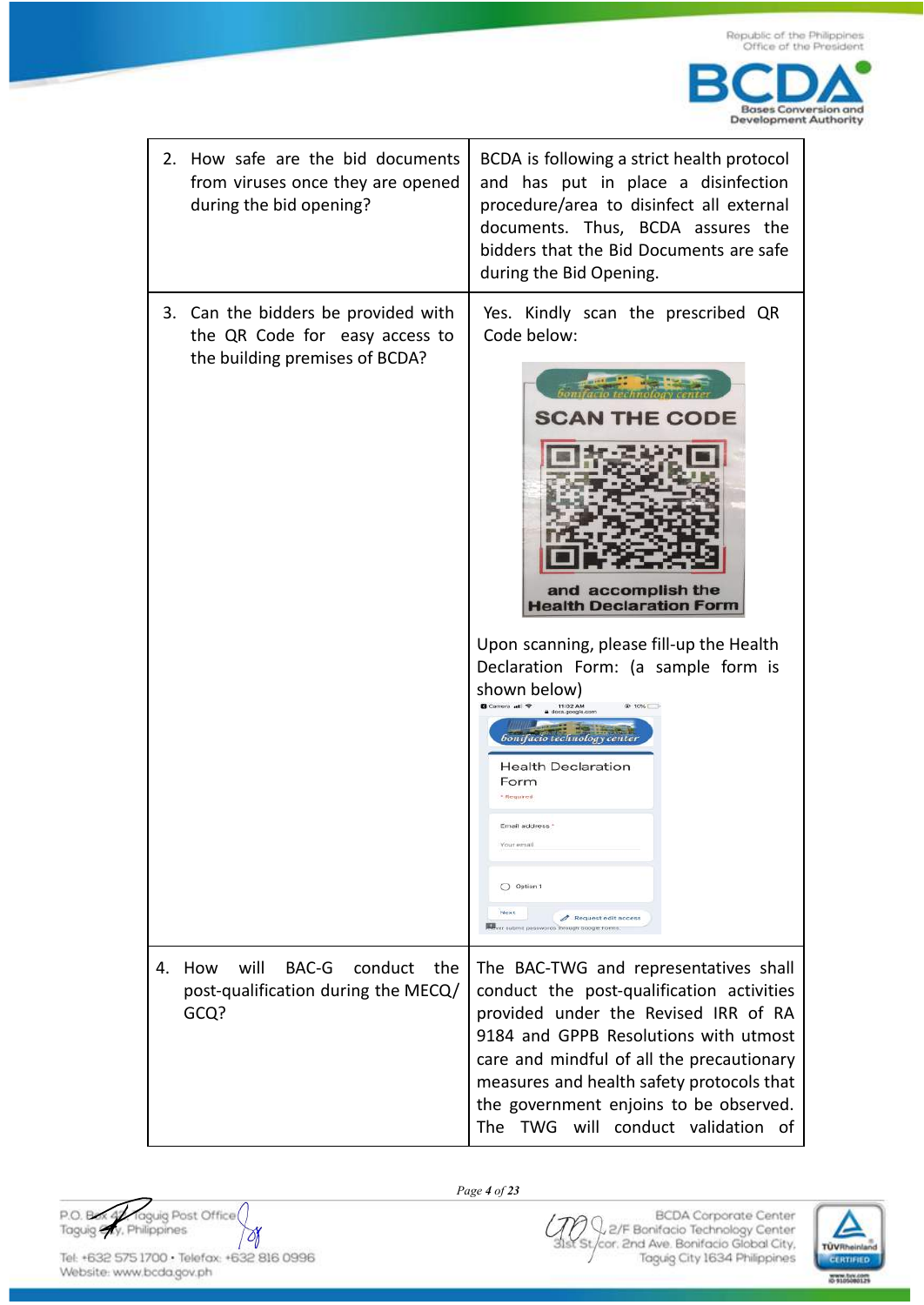| | |
|---|---|
| 2. How safe are the bid documents from viruses once they are opened during the bid opening? | BCDA is following a strict health protocol and has put in place a disinfection procedure/area to disinfect all external documents. Thus, BCDA assures the bidders that the Bid Documents are safe during the Bid Opening. |
| 3. Can the bidders be provided with the QR Code for easy access to the building premises of BCDA? | Yes. Kindly scan the prescribed QR Code below: SCAN THE CODE and accomplish the Health Declaration Form. Upon scanning, please fill-up the Health Declaration Form: (a sample form is shown below) |
| 4. How will BAC-G conduct the post-qualification during the MECQ/ GCQ? | The BAC-TWG and representatives shall conduct the post-qualification activities provided under the Revised IRR of RA 9184 and GPPB Resolutions with utmost care and mindful of all the precautionary measures and health safety protocols that the government enjoins to be observed. The TWG will conduct validation of |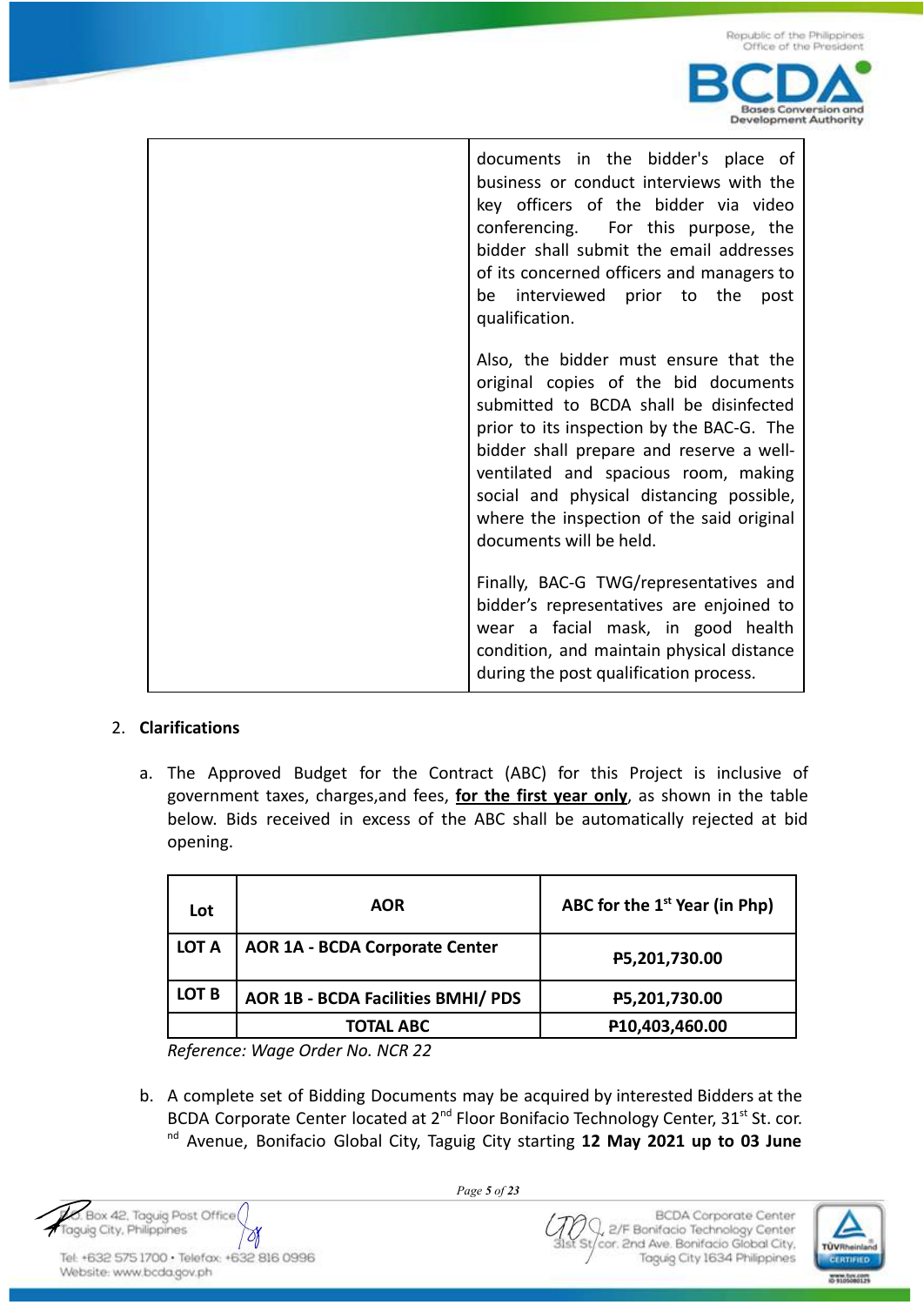| | documents in the bidder's place of business or conduct interviews with the key officers of the bidder via video conferencing. For this purpose, the bidder shall submit the email addresses of its concerned officers and managers to be interviewed prior to the post qualification.<br><br>Also, the bidder must ensure that the original copies of the bid documents submitted to BCDA shall be disinfected prior to its inspection by the BAC-G. The bidder shall prepare and reserve a well-ventilated and spacious room, making social and physical distancing possible, where the inspection of the said original documents will be held.<br><br>Finally, BAC-G TWG/representatives and bidder's representatives are enjoined to wear a facial mask, in good health condition, and maintain physical distance during the post qualification process. |
|---|---|

2. **Clarifications**

a. The Approved Budget for the Contract (ABC) for this Project is inclusive of government taxes, charges,and fees, **for the first year only**, as shown in the table below. Bids received in excess of the ABC shall be automatically rejected at bid opening.

| Lot | AOR | ABC for the 1st Year (in Php) |
|---|---|---|
| LOT A | AOR 1A - BCDA Corporate Center | ₱5,201,730.00 |
| LOT B | AOR 1B - BCDA Facilities BMHI/ PDS | ₱5,201,730.00 |
| | TOTAL ABC | ₱10,403,460.00 |

*Reference: Wage Order No. NCR 22*

b. A complete set of Bidding Documents may be acquired by interested Bidders at the BCDA Corporate Center located at 2nd Floor Bonifacio Technology Center, 31st St. cor. nd Avenue, Bonifacio Global City, Taguig City starting **12 May 2021 up to 03 June**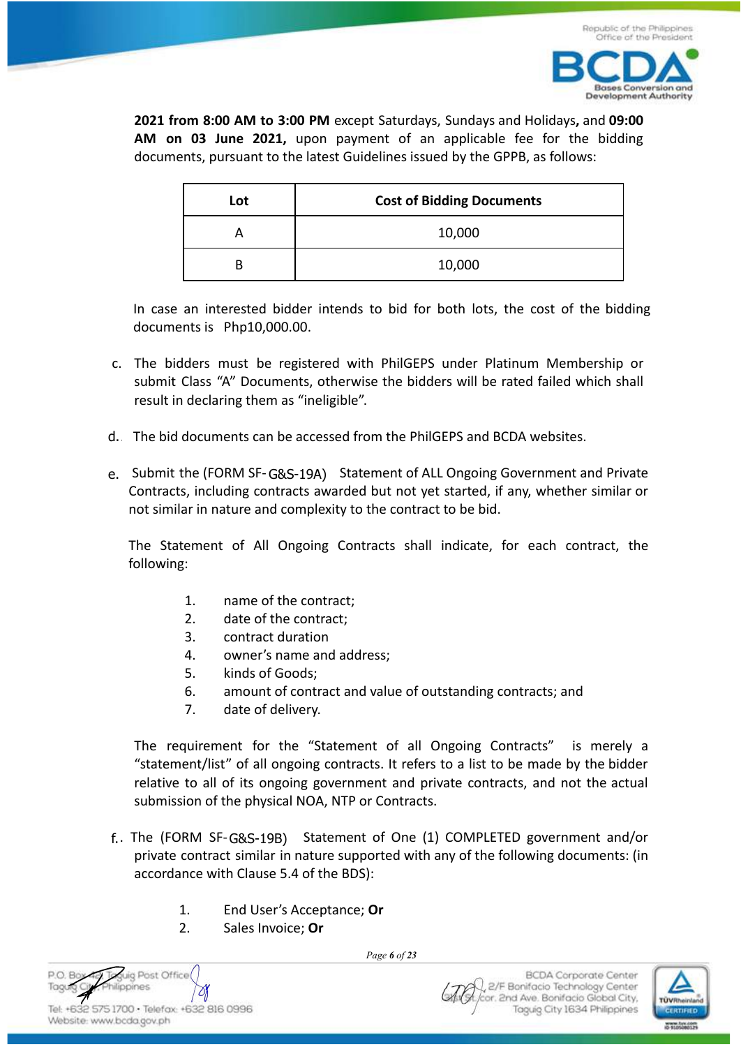**2021 from 8:00 AM to 3:00 PM** except Saturdays, Sundays and Holidays**,** and **09:00 AM on 03 June 2021,** upon payment of an applicable fee for the bidding documents, pursuant to the latest Guidelines issued by the GPPB, as follows:

| Lot | Cost of Bidding Documents |
|---|---|
| A | 10,000 |
| B | 10,000 |

In case an interested bidder intends to bid for both lots, the cost of the bidding documents is Php10,000.00.

c. The bidders must be registered with PhilGEPS under Platinum Membership or submit Class "A" Documents, otherwise the bidders will be rated failed which shall result in declaring them as "ineligible".

d. The bid documents can be accessed from the PhilGEPS and BCDA websites.

e. Submit the (FORM SF-G&S-19A) Statement of ALL Ongoing Government and Private Contracts, including contracts awarded but not yet started, if any, whether similar or not similar in nature and complexity to the contract to be bid.

The Statement of All Ongoing Contracts shall indicate, for each contract, the following:

1. name of the contract;
2. date of the contract;
3. contract duration
4. owner's name and address;
5. kinds of Goods;
6. amount of contract and value of outstanding contracts; and
7. date of delivery.

The requirement for the "Statement of all Ongoing Contracts" is merely a "statement/list" of all ongoing contracts. It refers to a list to be made by the bidder relative to all of its ongoing government and private contracts, and not the actual submission of the physical NOA, NTP or Contracts.

f. The (FORM SF-G&S-19B) Statement of One (1) COMPLETED government and/or private contract similar in nature supported with any of the following documents: (in accordance with Clause 5.4 of the BDS):

1. End User's Acceptance; **Or**
2. Sales Invoice; **Or**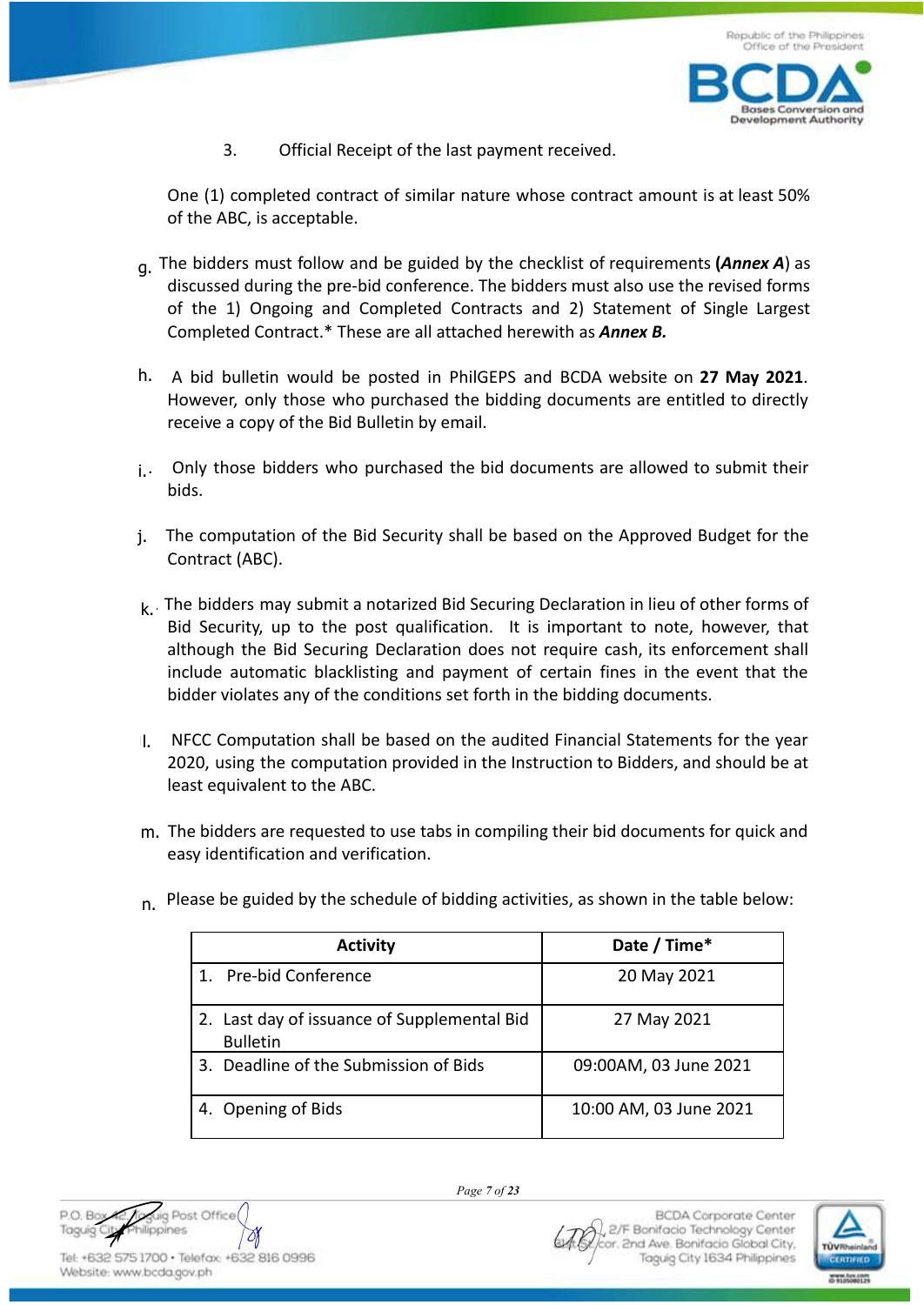3. Official Receipt of the last payment received.

One (1) completed contract of similar nature whose contract amount is at least 50% of the ABC, is acceptable.

g. The bidders must follow and be guided by the checklist of requirements **(*Annex A*)** as discussed during the pre-bid conference. The bidders must also use the revised forms of the 1) Ongoing and Completed Contracts and 2) Statement of Single Largest Completed Contract.* These are all attached herewith as ***Annex B.***

h. A bid bulletin would be posted in PhilGEPS and BCDA website on **27 May 2021**. However, only those who purchased the bidding documents are entitled to directly receive a copy of the Bid Bulletin by email.

i. Only those bidders who purchased the bid documents are allowed to submit their bids.

j. The computation of the Bid Security shall be based on the Approved Budget for the Contract (ABC).

k. The bidders may submit a notarized Bid Securing Declaration in lieu of other forms of Bid Security, up to the post qualification. It is important to note, however, that although the Bid Securing Declaration does not require cash, its enforcement shall include automatic blacklisting and payment of certain fines in the event that the bidder violates any of the conditions set forth in the bidding documents.

l. NFCC Computation shall be based on the audited Financial Statements for the year 2020, using the computation provided in the Instruction to Bidders, and should be at least equivalent to the ABC.

m. The bidders are requested to use tabs in compiling their bid documents for quick and easy identification and verification.

n. Please be guided by the schedule of bidding activities, as shown in the table below:

| Activity | Date / Time* |
|---|---|
| 1. Pre-bid Conference | 20 May 2021 |
| 2. Last day of issuance of Supplemental Bid Bulletin | 27 May 2021 |
| 3. Deadline of the Submission of Bids | 09:00AM, 03 June 2021 |
| 4. Opening of Bids | 10:00 AM, 03 June 2021 |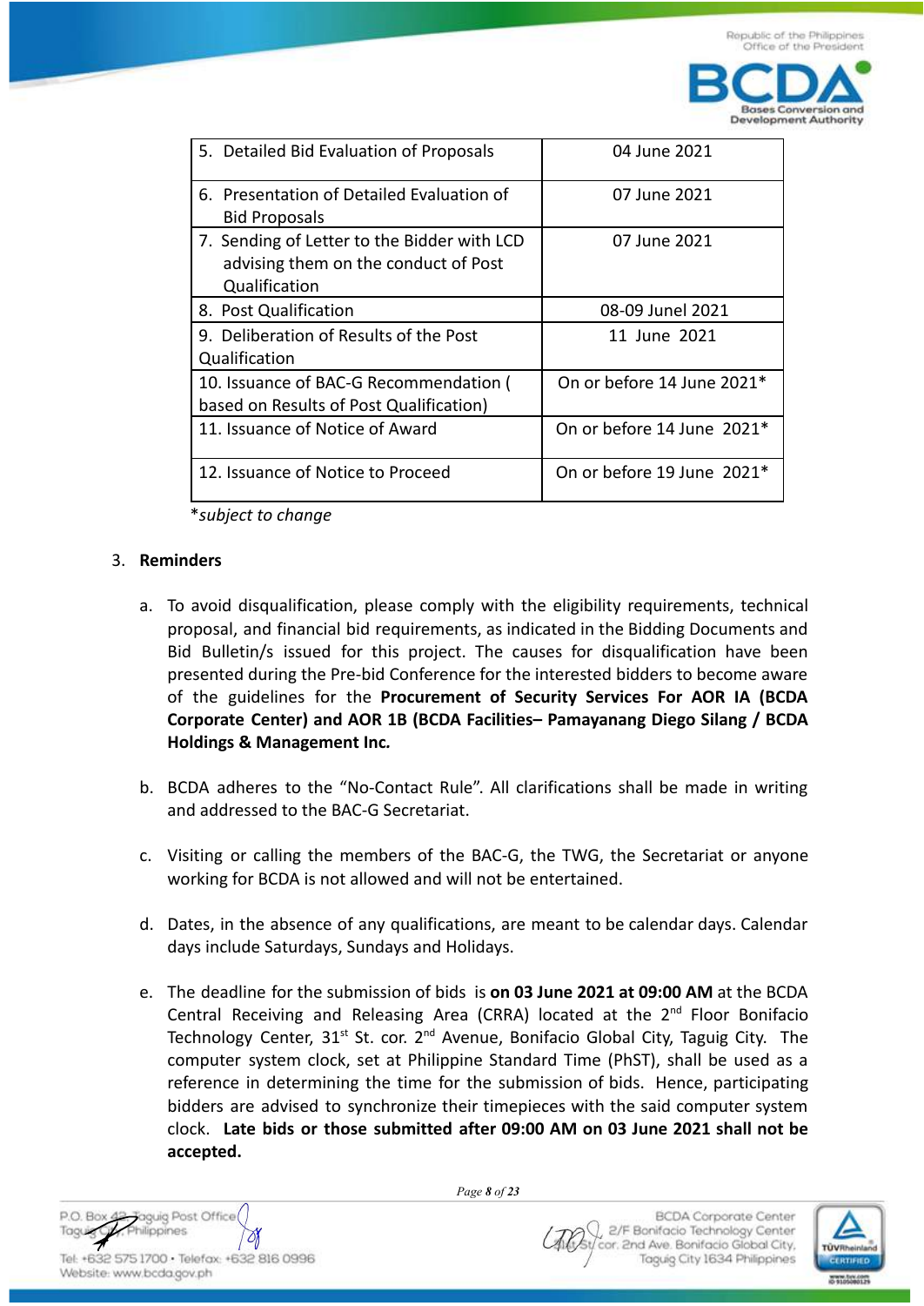| | |
|---|---|
| 5. Detailed Bid Evaluation of Proposals | 04 June 2021 |
| 6. Presentation of Detailed Evaluation of Bid Proposals | 07 June 2021 |
| 7. Sending of Letter to the Bidder with LCD advising them on the conduct of Post Qualification | 07 June 2021 |
| 8. Post Qualification | 08-09 Junel 2021 |
| 9. Deliberation of Results of the Post Qualification | 11 June 2021 |
| 10. Issuance of BAC-G Recommendation ( based on Results of Post Qualification) | On or before 14 June 2021* |
| 11. Issuance of Notice of Award | On or before 14 June 2021* |
| 12. Issuance of Notice to Proceed | On or before 19 June 2021* |

**subject to change*

3. **Reminders**

   a. To avoid disqualification, please comply with the eligibility requirements, technical proposal, and financial bid requirements, as indicated in the Bidding Documents and Bid Bulletin/s issued for this project. The causes for disqualification have been presented during the Pre-bid Conference for the interested bidders to become aware of the guidelines for the **Procurement of Security Services For AOR IA (BCDA Corporate Center) and AOR 1B (BCDA Facilities– Pamayanang Diego Silang / BCDA Holdings & Management Inc.**

   b. BCDA adheres to the "No-Contact Rule". All clarifications shall be made in writing and addressed to the BAC-G Secretariat.

   c. Visiting or calling the members of the BAC-G, the TWG, the Secretariat or anyone working for BCDA is not allowed and will not be entertained.

   d. Dates, in the absence of any qualifications, are meant to be calendar days. Calendar days include Saturdays, Sundays and Holidays.

   e. The deadline for the submission of bids is **on 03 June 2021 at 09:00 AM** at the BCDA Central Receiving and Releasing Area (CRRA) located at the 2nd Floor Bonifacio Technology Center, 31st St. cor. 2nd Avenue, Bonifacio Global City, Taguig City. The computer system clock, set at Philippine Standard Time (PhST), shall be used as a reference in determining the time for the submission of bids. Hence, participating bidders are advised to synchronize their timepieces with the said computer system clock. **Late bids or those submitted after 09:00 AM on 03 June 2021 shall not be accepted.**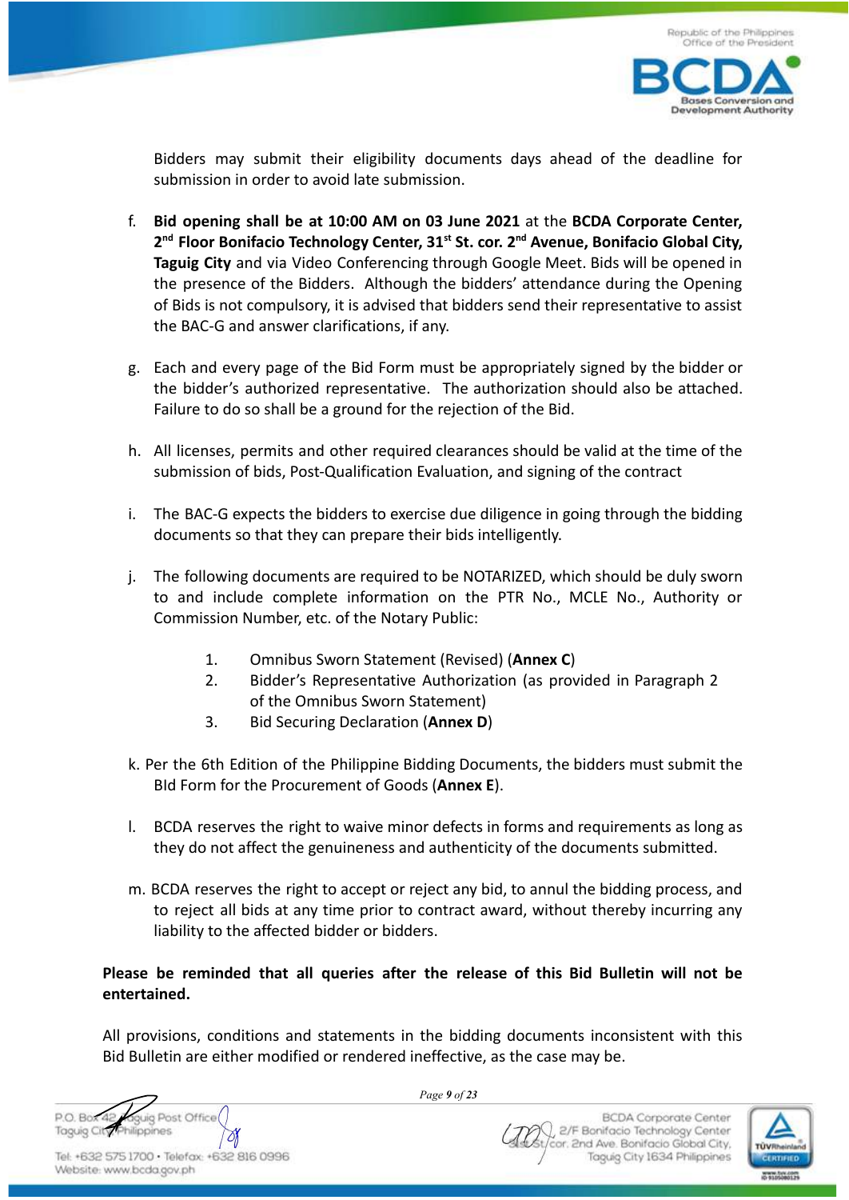Bidders may submit their eligibility documents days ahead of the deadline for submission in order to avoid late submission.

f. **Bid opening shall be at 10:00 AM on 03 June 2021** at the **BCDA Corporate Center, 2nd Floor Bonifacio Technology Center, 31st St. cor. 2nd Avenue, Bonifacio Global City, Taguig City** and via Video Conferencing through Google Meet. Bids will be opened in the presence of the Bidders. Although the bidders' attendance during the Opening of Bids is not compulsory, it is advised that bidders send their representative to assist the BAC-G and answer clarifications, if any.

g. Each and every page of the Bid Form must be appropriately signed by the bidder or the bidder's authorized representative. The authorization should also be attached. Failure to do so shall be a ground for the rejection of the Bid.

h. All licenses, permits and other required clearances should be valid at the time of the submission of bids, Post-Qualification Evaluation, and signing of the contract

i. The BAC-G expects the bidders to exercise due diligence in going through the bidding documents so that they can prepare their bids intelligently.

j. The following documents are required to be NOTARIZED, which should be duly sworn to and include complete information on the PTR No., MCLE No., Authority or Commission Number, etc. of the Notary Public:

   1. Omnibus Sworn Statement (Revised) (**Annex C**)
   2. Bidder's Representative Authorization (as provided in Paragraph 2 of the Omnibus Sworn Statement)
   3. Bid Securing Declaration (**Annex D**)

k. Per the 6th Edition of the Philippine Bidding Documents, the bidders must submit the BId Form for the Procurement of Goods (**Annex E**).

l. BCDA reserves the right to waive minor defects in forms and requirements as long as they do not affect the genuineness and authenticity of the documents submitted.

m. BCDA reserves the right to accept or reject any bid, to annul the bidding process, and to reject all bids at any time prior to contract award, without thereby incurring any liability to the affected bidder or bidders.

**Please be reminded that all queries after the release of this Bid Bulletin will not be entertained.**

All provisions, conditions and statements in the bidding documents inconsistent with this Bid Bulletin are either modified or rendered ineffective, as the case may be.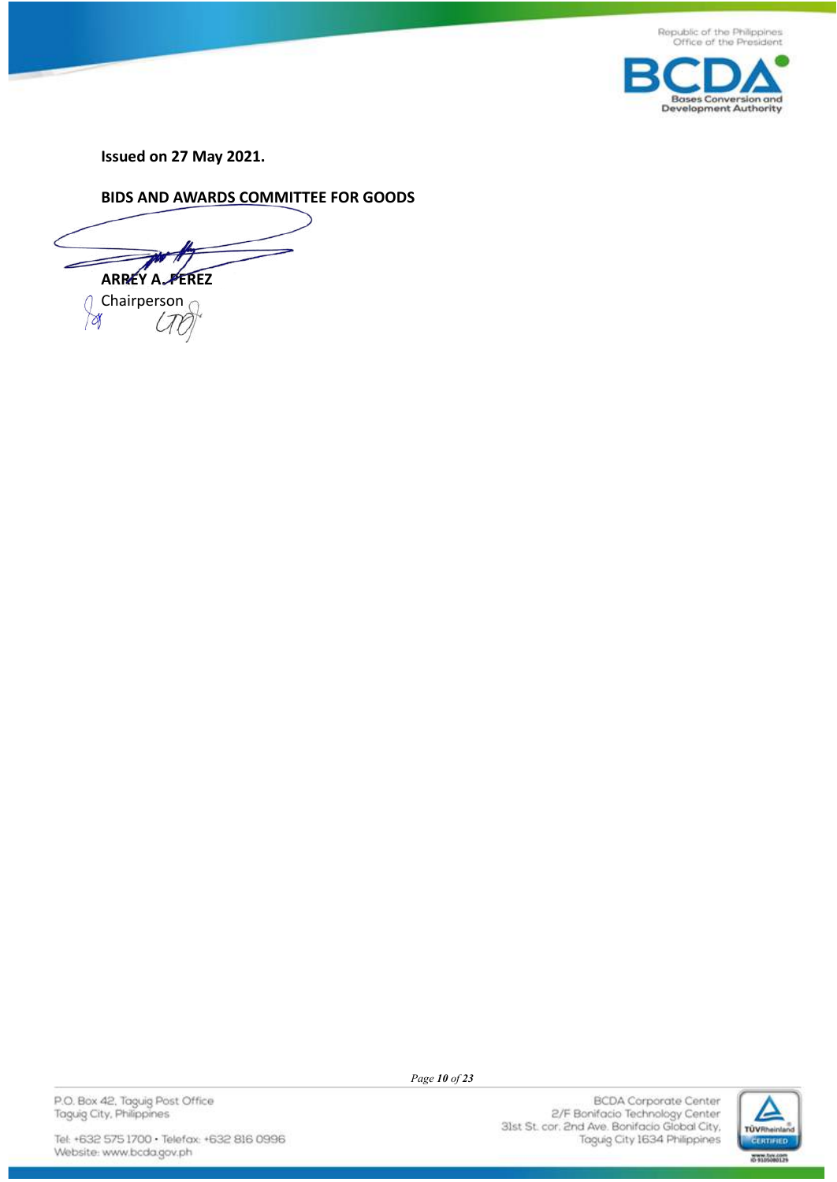**Issued on 27 May 2021.**

**BIDS AND AWARDS COMMITTEE FOR GOODS**

**ARREY A. PEREZ**
Chairperson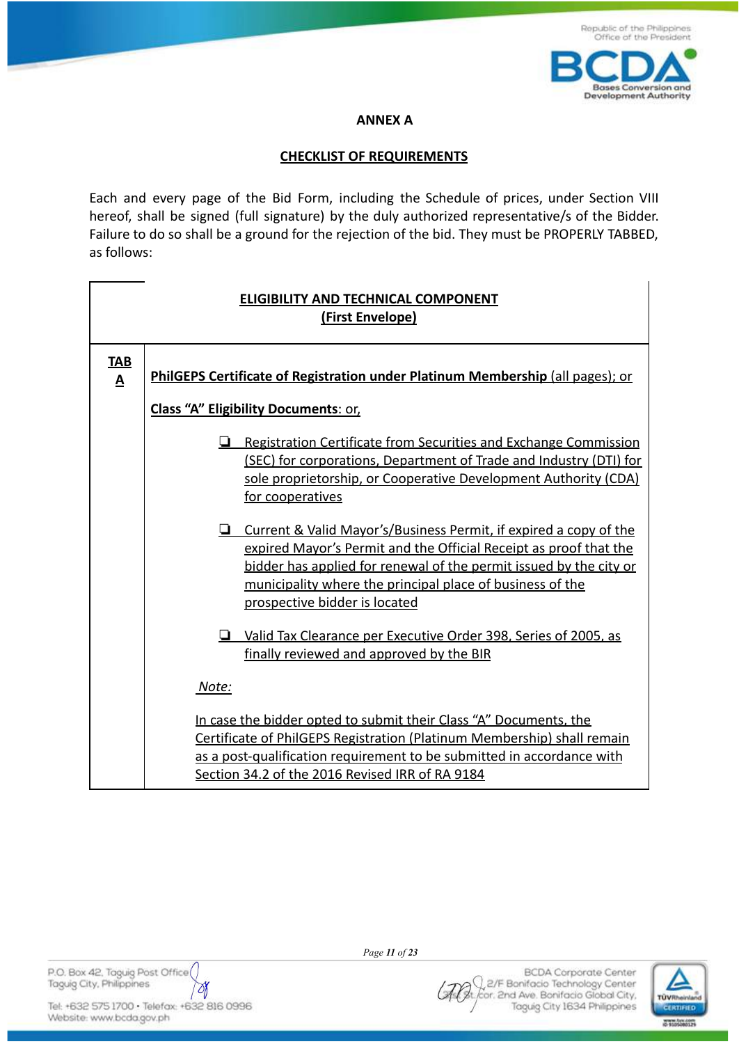**ANNEX A**

**CHECKLIST OF REQUIREMENTS**

Each and every page of the Bid Form, including the Schedule of prices, under Section VIII hereof, shall be signed (full signature) by the duly authorized representative/s of the Bidder. Failure to do so shall be a ground for the rejection of the bid. They must be PROPERLY TABBED, as follows:

| | **ELIGIBILITY AND TECHNICAL COMPONENT (First Envelope)** |
|---|---|
| **TAB A** | **PhilGEPS Certificate of Registration under Platinum Membership** (all pages); or<br><br>**Class "A" Eligibility Documents**: or,<br><br>❏ Registration Certificate from Securities and Exchange Commission (SEC) for corporations, Department of Trade and Industry (DTI) for sole proprietorship, or Cooperative Development Authority (CDA) for cooperatives<br><br>❏ Current & Valid Mayor's/Business Permit, if expired a copy of the expired Mayor's Permit and the Official Receipt as proof that the bidder has applied for renewal of the permit issued by the city or municipality where the principal place of business of the prospective bidder is located<br><br>❏ Valid Tax Clearance per Executive Order 398, Series of 2005, as finally reviewed and approved by the BIR<br><br>*Note:*<br><br>In case the bidder opted to submit their Class "A" Documents, the Certificate of PhilGEPS Registration (Platinum Membership) shall remain as a post-qualification requirement to be submitted in accordance with Section 34.2 of the 2016 Revised IRR of RA 9184 |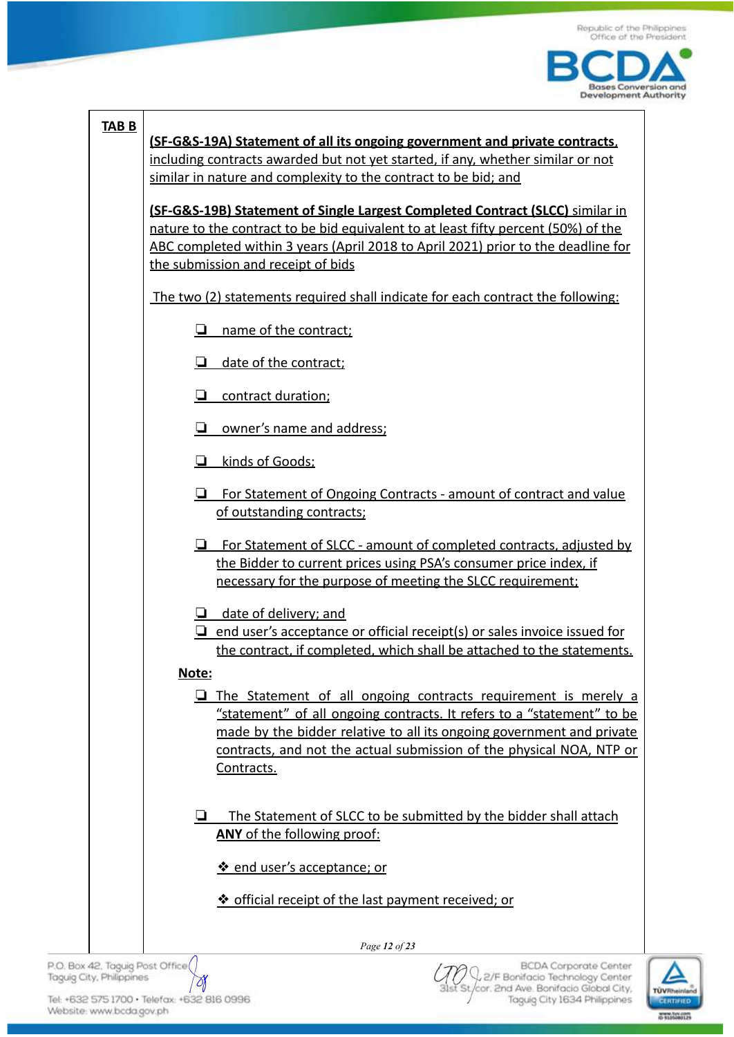**TAB B**

**(SF-G&S-19A) Statement of all its ongoing government and private contracts**, including contracts awarded but not yet started, if any, whether similar or not similar in nature and complexity to the contract to be bid; and

**(SF-G&S-19B) Statement of Single Largest Completed Contract (SLCC)** similar in nature to the contract to be bid equivalent to at least fifty percent (50%) of the ABC completed within 3 years (April 2018 to April 2021) prior to the deadline for the submission and receipt of bids

The two (2) statements required shall indicate for each contract the following:

- ❑ name of the contract;
- ❑ date of the contract;
- ❑ contract duration;
- ❑ owner's name and address;
- ❑ kinds of Goods;
- ❑ For Statement of Ongoing Contracts - amount of contract and value of outstanding contracts;
- ❑ For Statement of SLCC - amount of completed contracts, adjusted by the Bidder to current prices using PSA's consumer price index, if necessary for the purpose of meeting the SLCC requirement;
- ❑ date of delivery; and
- ❑ end user's acceptance or official receipt(s) or sales invoice issued for the contract, if completed, which shall be attached to the statements.

**Note:**

- ❑ The Statement of all ongoing contracts requirement is merely a "statement" of all ongoing contracts. It refers to a "statement" to be made by the bidder relative to all its ongoing government and private contracts, and not the actual submission of the physical NOA, NTP or Contracts.
- ❑ The Statement of SLCC to be submitted by the bidder shall attach **ANY** of the following proof:
  - ❖ end user's acceptance; or
  - ❖ official receipt of the last payment received; or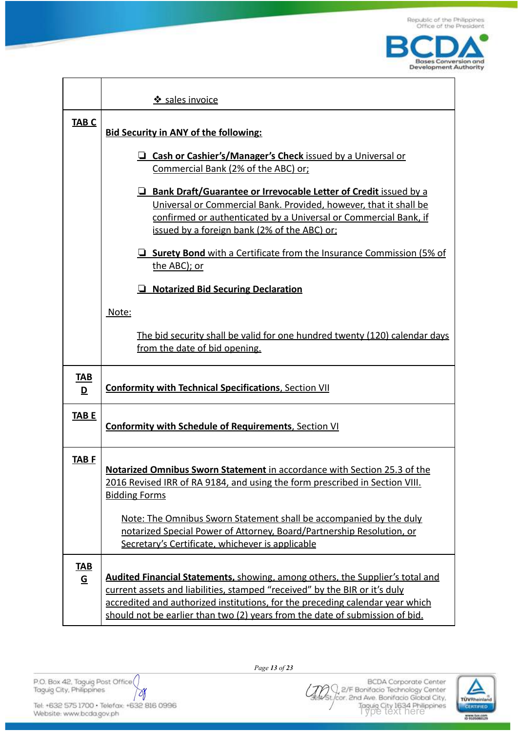| | |
|---|---|
| | ❖ sales invoice |
| **TAB C** | **Bid Security in ANY of the following:**<br><br>❑ **Cash or Cashier's/Manager's Check** issued by a Universal or Commercial Bank (2% of the ABC) or;<br><br>❑ **Bank Draft/Guarantee or Irrevocable Letter of Credit** issued by a Universal or Commercial Bank. Provided, however, that it shall be confirmed or authenticated by a Universal or Commercial Bank, if issued by a foreign bank (2% of the ABC) or;<br><br>❑ **Surety Bond** with a Certificate from the Insurance Commission (5% of the ABC); or<br><br>❑ **Notarized Bid Securing Declaration**<br><br>Note:<br><br>The bid security shall be valid for one hundred twenty (120) calendar days from the date of bid opening. |
| **TAB D** | **Conformity with Technical Specifications**, Section VII |
| **TAB E** | **Conformity with Schedule of Requirements**, Section VI |
| **TAB F** | **Notarized Omnibus Sworn Statement** in accordance with Section 25.3 of the 2016 Revised IRR of RA 9184, and using the form prescribed in Section VIII. Bidding Forms<br><br>Note: The Omnibus Sworn Statement shall be accompanied by the duly notarized Special Power of Attorney, Board/Partnership Resolution, or Secretary's Certificate, whichever is applicable |
| **TAB G** | **Audited Financial Statements,** showing, among others, the Supplier's total and current assets and liabilities, stamped "received" by the BIR or it's duly accredited and authorized institutions, for the preceding calendar year which should not be earlier than two (2) years from the date of submission of bid. |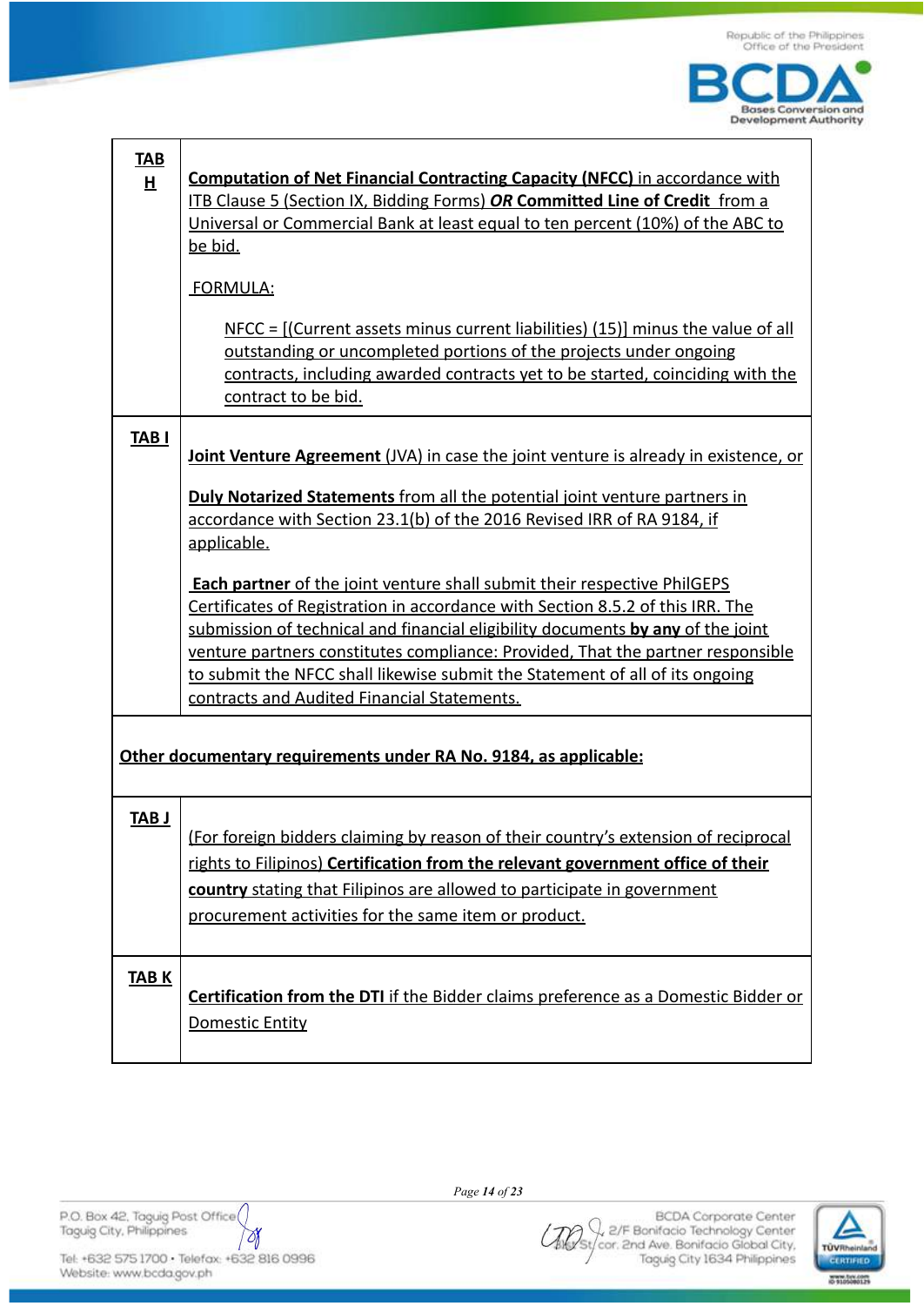| | |
|---|---|
| **TAB H** | **Computation of Net Financial Contracting Capacity (NFCC)** in accordance with ITB Clause 5 (Section IX, Bidding Forms) ***OR*** **Committed Line of Credit** from a Universal or Commercial Bank at least equal to ten percent (10%) of the ABC to be bid.<br><br>FORMULA:<br><br>NFCC = [(Current assets minus current liabilities) (15)] minus the value of all outstanding or uncompleted portions of the projects under ongoing contracts, including awarded contracts yet to be started, coinciding with the contract to be bid. |
| **TAB I** | **Joint Venture Agreement** (JVA) in case the joint venture is already in existence, or<br><br>**Duly Notarized Statements** from all the potential joint venture partners in accordance with Section 23.1(b) of the 2016 Revised IRR of RA 9184, if applicable.<br><br>**Each partner** of the joint venture shall submit their respective PhilGEPS Certificates of Registration in accordance with Section 8.5.2 of this IRR. The submission of technical and financial eligibility documents **by any** of the joint venture partners constitutes compliance: Provided, That the partner responsible to submit the NFCC shall likewise submit the Statement of all of its ongoing contracts and Audited Financial Statements. |
| **Other documentary requirements under RA No. 9184, as applicable:** | |
| **TAB J** | (For foreign bidders claiming by reason of their country's extension of reciprocal rights to Filipinos) **Certification from the relevant government office of their country** stating that Filipinos are allowed to participate in government procurement activities for the same item or product. |
| **TAB K** | **Certification from the DTI** if the Bidder claims preference as a Domestic Bidder or Domestic Entity |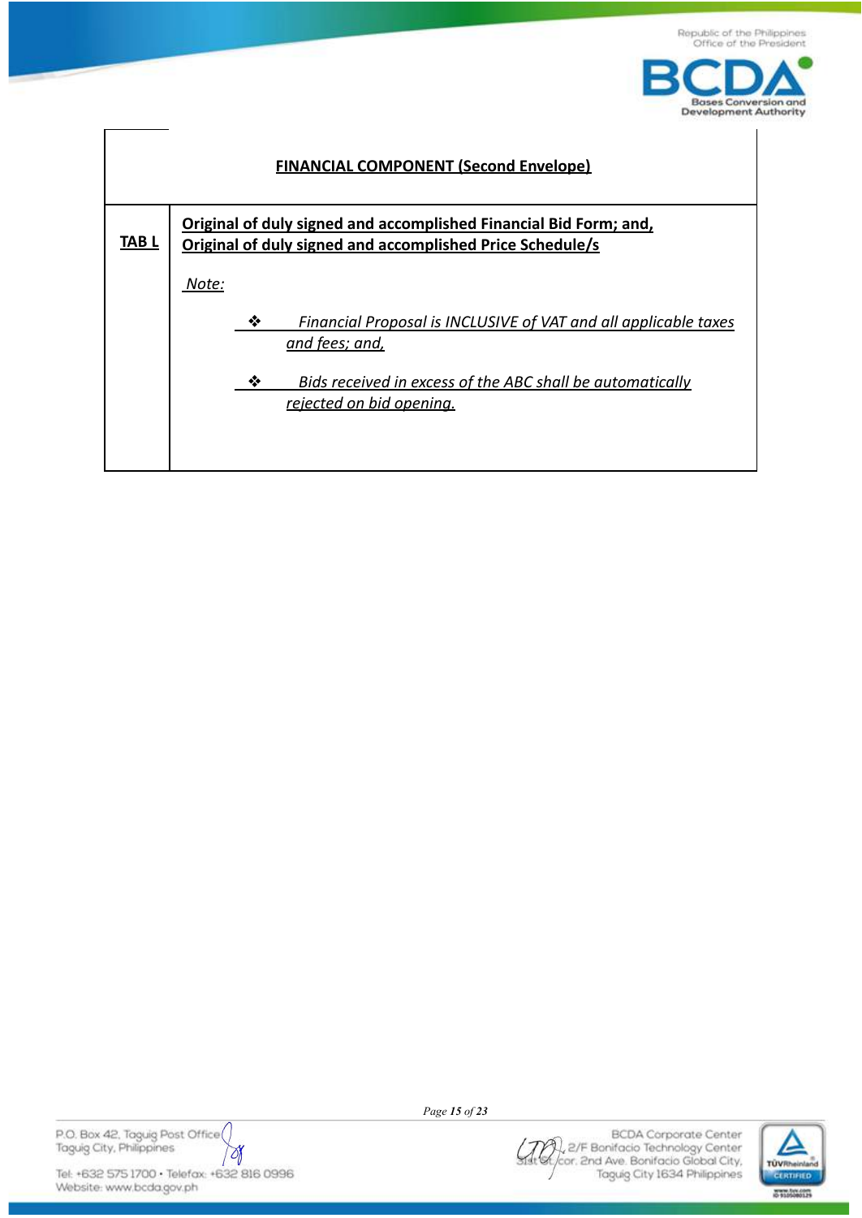| | **FINANCIAL COMPONENT (Second Envelope)** |
|---|---|
| **TAB L** | **Original of duly signed and accomplished Financial Bid Form; and,**<br>**Original of duly signed and accomplished Price Schedule/s**<br><br>*Note:*<br><br>❖ *Financial Proposal is INCLUSIVE of VAT and all applicable taxes and fees; and,*<br><br>❖ *Bids received in excess of the ABC shall be automatically rejected on bid opening.* |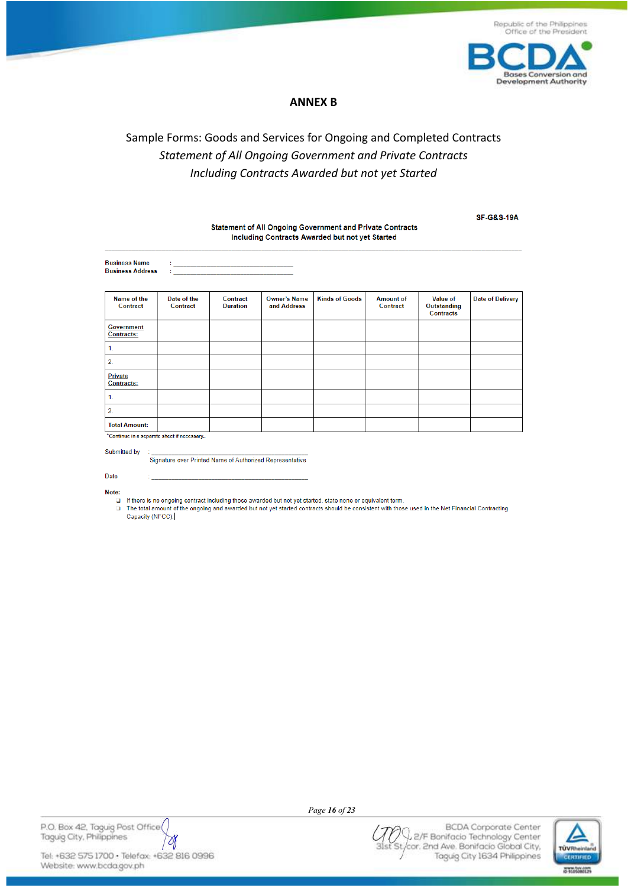# ANNEX B

Sample Forms: Goods and Services for Ongoing and Completed Contracts
*Statement of All Ongoing Government and Private Contracts*
*Including Contracts Awarded but not yet Started*

**SF-G&S-19A**

**Statement of All Ongoing Government and Private Contracts**
**Including Contracts Awarded but not yet Started**

**Business Name** : ______________________________
**Business Address** : ______________________________

| Name of the Contract | Date of the Contract | Contract Duration | Owner's Name and Address | Kinds of Goods | Amount of Contract | Value of Outstanding Contracts | Date of Delivery |
|---|---|---|---|---|---|---|---|
| Government Contracts: | | | | | | | |
| 1. | | | | | | | |
| 2. | | | | | | | |
| Private Contracts: | | | | | | | |
| 1. | | | | | | | |
| 2. | | | | | | | |
| **Total Amount:** | | | | | | | |

*Continue in a separate sheet if necessary..

Submitted by : ______________________________
Signature over Printed Name of Authorized Representative

Date : ______________________________

**Note:**

- If there is no ongoing contract including those awarded but not yet started, state none or equivalent term.
- The total amount of the ongoing and awarded but not yet started contracts should be consistent with those used in the Net Financial Contracting Capacity (NFCC).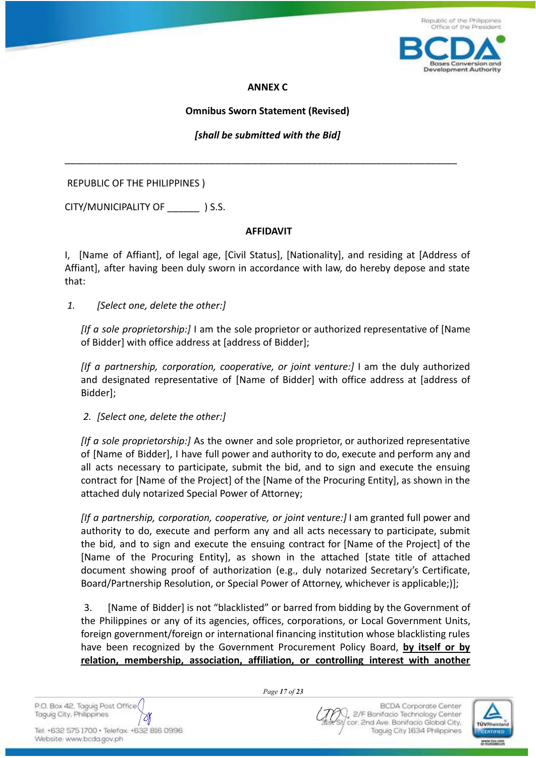**ANNEX C**

**Omnibus Sworn Statement (Revised)**

***[shall be submitted with the Bid]***

---

REPUBLIC OF THE PHILIPPINES )

CITY/MUNICIPALITY OF ______ ) S.S.

**AFFIDAVIT**

I, [Name of Affiant], of legal age, [Civil Status], [Nationality], and residing at [Address of Affiant], after having been duly sworn in accordance with law, do hereby depose and state that:

1. *[Select one, delete the other:]*

   *[If a sole proprietorship:]* I am the sole proprietor or authorized representative of [Name of Bidder] with office address at [address of Bidder];

   *[If a partnership, corporation, cooperative, or joint venture:]* I am the duly authorized and designated representative of [Name of Bidder] with office address at [address of Bidder];

2. *[Select one, delete the other:]*

   *[If a sole proprietorship:]* As the owner and sole proprietor, or authorized representative of [Name of Bidder], I have full power and authority to do, execute and perform any and all acts necessary to participate, submit the bid, and to sign and execute the ensuing contract for [Name of the Project] of the [Name of the Procuring Entity], as shown in the attached duly notarized Special Power of Attorney;

   *[If a partnership, corporation, cooperative, or joint venture:]* I am granted full power and authority to do, execute and perform any and all acts necessary to participate, submit the bid, and to sign and execute the ensuing contract for [Name of the Project] of the [Name of the Procuring Entity], as shown in the attached [state title of attached document showing proof of authorization (e.g., duly notarized Secretary's Certificate, Board/Partnership Resolution, or Special Power of Attorney, whichever is applicable;)];

3. [Name of Bidder] is not "blacklisted" or barred from bidding by the Government of the Philippines or any of its agencies, offices, corporations, or Local Government Units, foreign government/foreign or international financing institution whose blacklisting rules have been recognized by the Government Procurement Policy Board, **by itself or by relation, membership, association, affiliation, or controlling interest with another**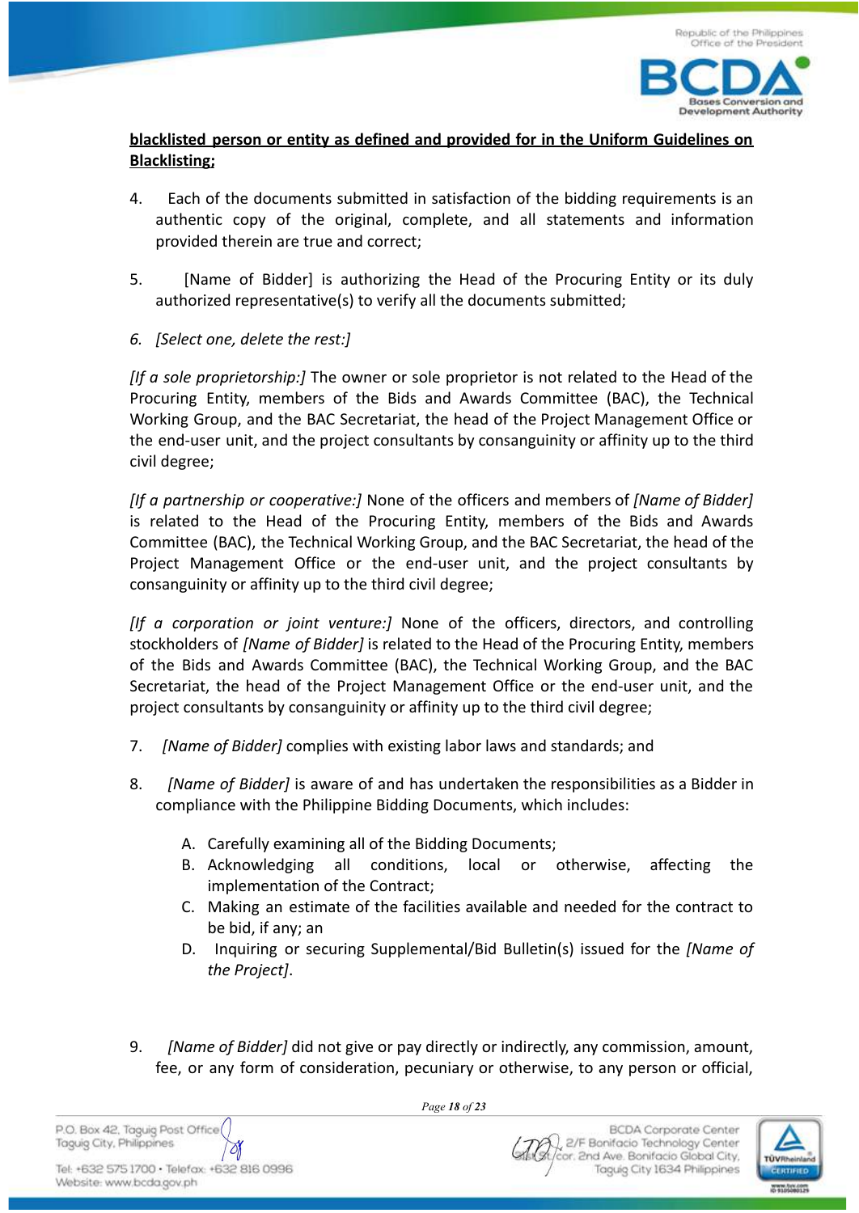**blacklisted person or entity as defined and provided for in the Uniform Guidelines on Blacklisting;**

4. Each of the documents submitted in satisfaction of the bidding requirements is an authentic copy of the original, complete, and all statements and information provided therein are true and correct;

5. [Name of Bidder] is authorizing the Head of the Procuring Entity or its duly authorized representative(s) to verify all the documents submitted;

6. *[Select one, delete the rest:]*

*[If a sole proprietorship:]* The owner or sole proprietor is not related to the Head of the Procuring Entity, members of the Bids and Awards Committee (BAC), the Technical Working Group, and the BAC Secretariat, the head of the Project Management Office or the end-user unit, and the project consultants by consanguinity or affinity up to the third civil degree;

*[If a partnership or cooperative:]* None of the officers and members of *[Name of Bidder]* is related to the Head of the Procuring Entity, members of the Bids and Awards Committee (BAC), the Technical Working Group, and the BAC Secretariat, the head of the Project Management Office or the end-user unit, and the project consultants by consanguinity or affinity up to the third civil degree;

*[If a corporation or joint venture:]* None of the officers, directors, and controlling stockholders of *[Name of Bidder]* is related to the Head of the Procuring Entity, members of the Bids and Awards Committee (BAC), the Technical Working Group, and the BAC Secretariat, the head of the Project Management Office or the end-user unit, and the project consultants by consanguinity or affinity up to the third civil degree;

7. *[Name of Bidder]* complies with existing labor laws and standards; and

8. *[Name of Bidder]* is aware of and has undertaken the responsibilities as a Bidder in compliance with the Philippine Bidding Documents, which includes:

   A. Carefully examining all of the Bidding Documents;
   B. Acknowledging all conditions, local or otherwise, affecting the implementation of the Contract;
   C. Making an estimate of the facilities available and needed for the contract to be bid, if any; an
   D. Inquiring or securing Supplemental/Bid Bulletin(s) issued for the *[Name of the Project]*.

9. *[Name of Bidder]* did not give or pay directly or indirectly, any commission, amount, fee, or any form of consideration, pecuniary or otherwise, to any person or official,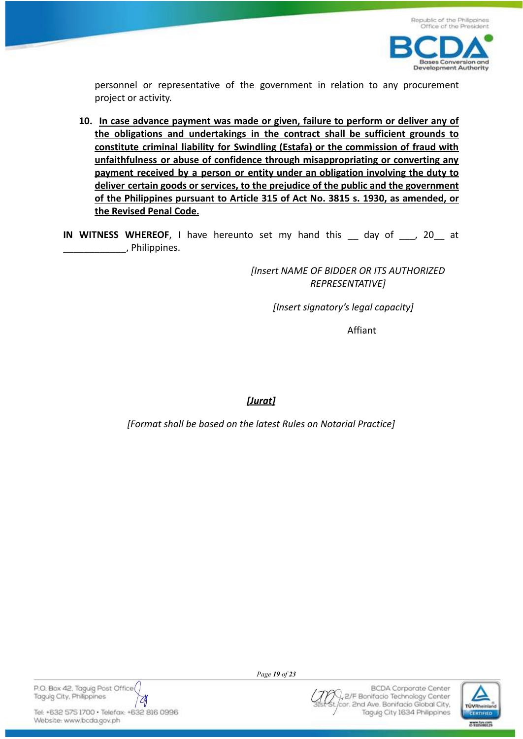personnel or representative of the government in relation to any procurement project or activity.

10. **<u>In case advance payment was made or given, failure to perform or deliver any of the obligations and undertakings in the contract shall be sufficient grounds to constitute criminal liability for Swindling (Estafa) or the commission of fraud with unfaithfulness or abuse of confidence through misappropriating or converting any payment received by a person or entity under an obligation involving the duty to deliver certain goods or services, to the prejudice of the public and the government of the Philippines pursuant to Article 315 of Act No. 3815 s. 1930, as amended, or the Revised Penal Code.</u>**

**IN WITNESS WHEREOF**, I have hereunto set my hand this __ day of ___, 20__ at ____________, Philippines.

*[Insert NAME OF BIDDER OR ITS AUTHORIZED REPRESENTATIVE]*

*[Insert signatory's legal capacity]*

Affiant

***<u>[Jurat]</u>***

*[Format shall be based on the latest Rules on Notarial Practice]*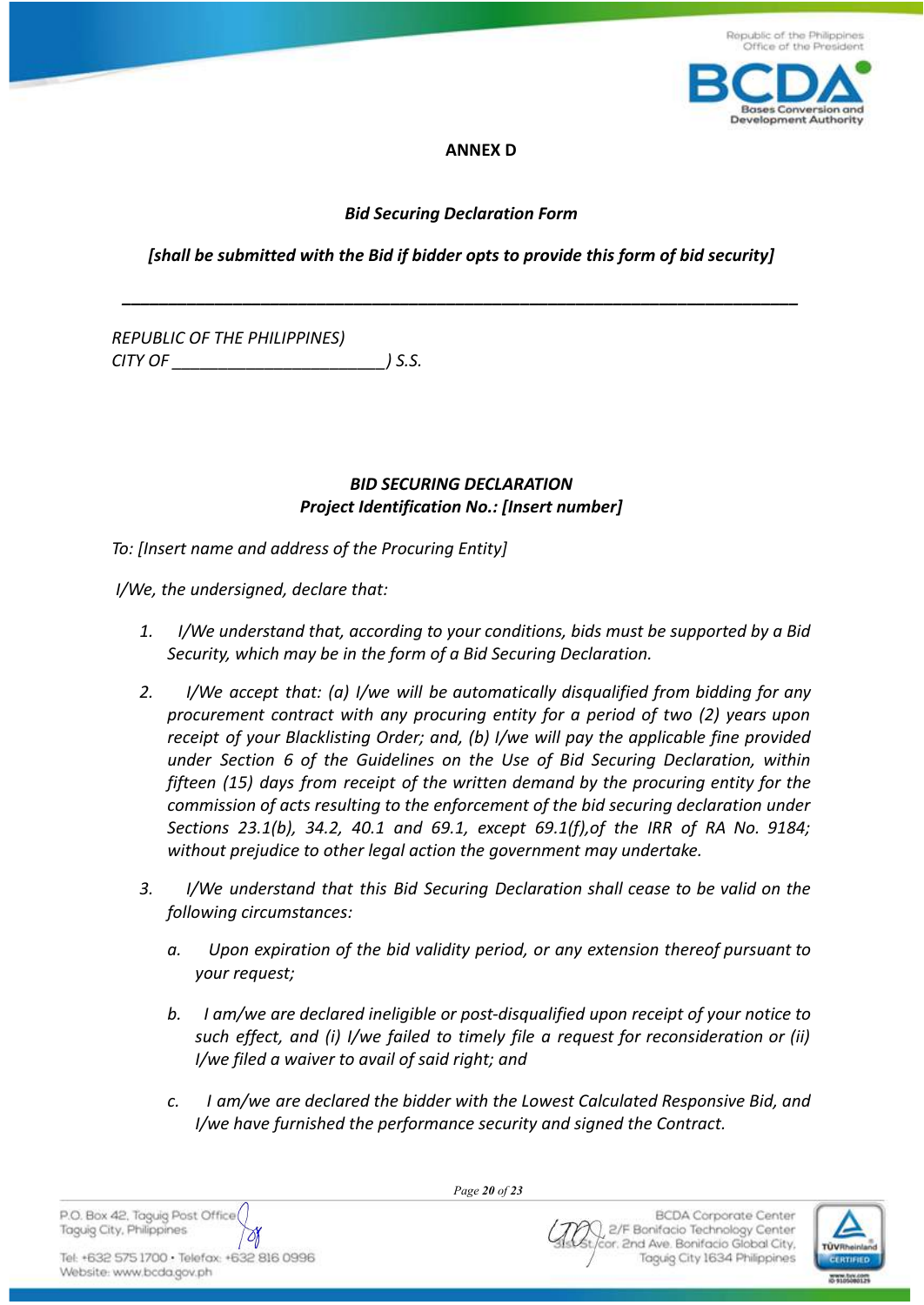## ANNEX D

***Bid Securing Declaration Form***

***[shall be submitted with the Bid if bidder opts to provide this form of bid security]***

---

*REPUBLIC OF THE PHILIPPINES)*
*CITY OF \_\_\_\_\_\_\_\_\_\_\_\_\_\_\_\_\_\_\_\_\_\_\_\_) S.S.*

***BID SECURING DECLARATION***
***Project Identification No.: [Insert number]***

*To: [Insert name and address of the Procuring Entity]*

*I/We, the undersigned, declare that:*

1. *I/We understand that, according to your conditions, bids must be supported by a Bid Security, which may be in the form of a Bid Securing Declaration.*

2. *I/We accept that: (a) I/we will be automatically disqualified from bidding for any procurement contract with any procuring entity for a period of two (2) years upon receipt of your Blacklisting Order; and, (b) I/we will pay the applicable fine provided under Section 6 of the Guidelines on the Use of Bid Securing Declaration, within fifteen (15) days from receipt of the written demand by the procuring entity for the commission of acts resulting to the enforcement of the bid securing declaration under Sections 23.1(b), 34.2, 40.1 and 69.1, except 69.1(f),of the IRR of RA No. 9184; without prejudice to other legal action the government may undertake.*

3. *I/We understand that this Bid Securing Declaration shall cease to be valid on the following circumstances:*

   a. *Upon expiration of the bid validity period, or any extension thereof pursuant to your request;*

   b. *I am/we are declared ineligible or post-disqualified upon receipt of your notice to such effect, and (i) I/we failed to timely file a request for reconsideration or (ii) I/we filed a waiver to avail of said right; and*

   c. *I am/we are declared the bidder with the Lowest Calculated Responsive Bid, and I/we have furnished the performance security and signed the Contract.*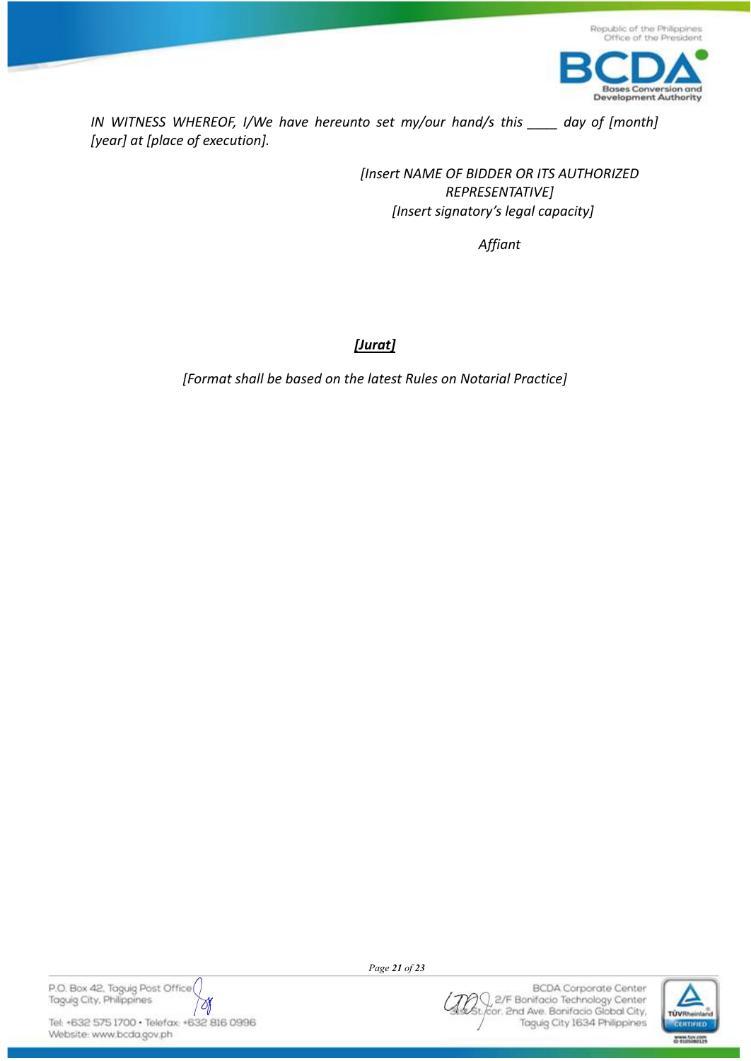*IN WITNESS WHEREOF, I/We have hereunto set my/our hand/s this ____ day of [month] [year] at [place of execution].*

*[Insert NAME OF BIDDER OR ITS AUTHORIZED REPRESENTATIVE]*
*[Insert signatory's legal capacity]*

*Affiant*

***[Jurat]***

*[Format shall be based on the latest Rules on Notarial Practice]*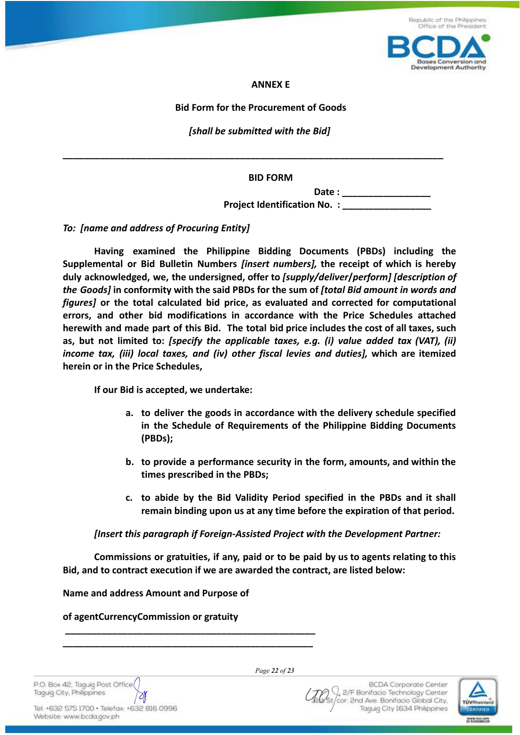**ANNEX E**

**Bid Form for the Procurement of Goods**

***[shall be submitted with the Bid]***

---

**BID FORM**

**Date : _________________**
**Project Identification No. : _________________**

***To: [name and address of Procuring Entity]***

**Having examined the Philippine Bidding Documents (PBDs) including the Supplemental or Bid Bulletin Numbers *[insert numbers]*, the receipt of which is hereby duly acknowledged, we, the undersigned, offer to *[supply/deliver/perform] [description of the Goods]* in conformity with the said PBDs for the sum of *[total Bid amount in words and figures]* or the total calculated bid price, as evaluated and corrected for computational errors, and other bid modifications in accordance with the Price Schedules attached herewith and made part of this Bid. The total bid price includes the cost of all taxes, such as, but not limited to: *[specify the applicable taxes, e.g. (i) value added tax (VAT), (ii) income tax, (iii) local taxes, and (iv) other fiscal levies and duties]*, which are itemized herein or in the Price Schedules,**

**If our Bid is accepted, we undertake:**

**a. to deliver the goods in accordance with the delivery schedule specified in the Schedule of Requirements of the Philippine Bidding Documents (PBDs);**

**b. to provide a performance security in the form, amounts, and within the times prescribed in the PBDs;**

**c. to abide by the Bid Validity Period specified in the PBDs and it shall remain binding upon us at any time before the expiration of that period.**

***[Insert this paragraph if Foreign-Assisted Project with the Development Partner:***

**Commissions or gratuities, if any, paid or to be paid by us to agents relating to this Bid, and to contract execution if we are awarded the contract, are listed below:**

**Name and address Amount and Purpose of**

**of agentCurrencyCommission or gratuity**

**_________________________________________________**
**_________________________________________________**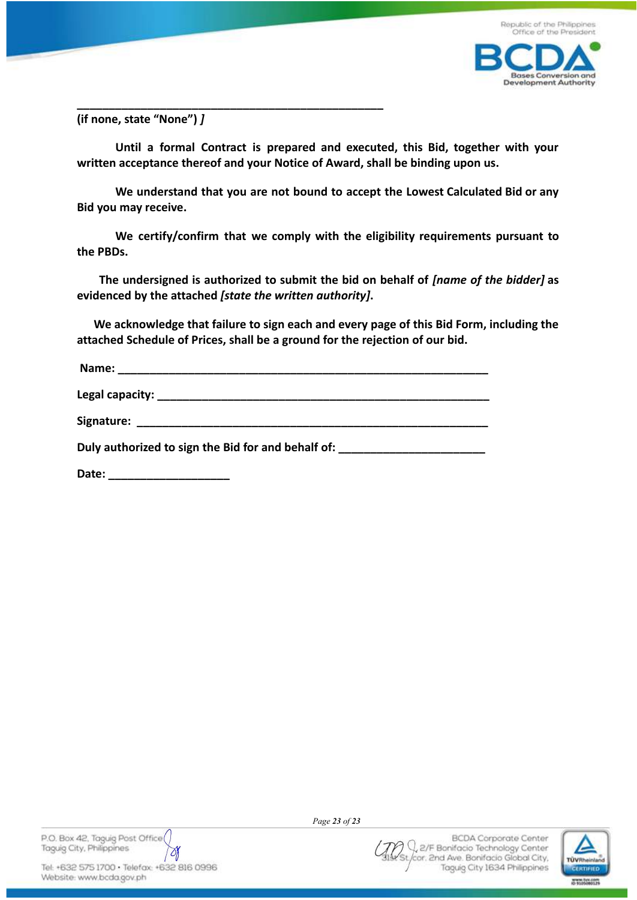\_\_\_\_\_\_\_\_\_\_\_\_\_\_\_\_\_\_\_\_\_\_\_\_\_\_\_\_\_\_\_\_\_\_\_\_\_\_\_\_\_\_\_\_\_\_\_\_

**(if none, state "None")** *]*

**Until a formal Contract is prepared and executed, this Bid, together with your written acceptance thereof and your Notice of Award, shall be binding upon us.**

**We understand that you are not bound to accept the Lowest Calculated Bid or any Bid you may receive.**

**We certify/confirm that we comply with the eligibility requirements pursuant to the PBDs.**

**The undersigned is authorized to submit the bid on behalf of** ***[name of the bidder]*** **as evidenced by the attached** ***[state the written authority]*****.**

**We acknowledge that failure to sign each and every page of this Bid Form, including the attached Schedule of Prices, shall be a ground for the rejection of our bid.**

**Name:** \_\_\_\_\_\_\_\_\_\_\_\_\_\_\_\_\_\_\_\_\_\_\_\_\_\_\_\_\_\_\_\_\_\_\_\_\_\_\_\_\_\_\_\_\_\_\_\_\_\_\_\_\_\_\_\_

**Legal capacity:** \_\_\_\_\_\_\_\_\_\_\_\_\_\_\_\_\_\_\_\_\_\_\_\_\_\_\_\_\_\_\_\_\_\_\_\_\_\_\_\_\_\_\_\_\_\_\_\_\_\_\_

**Signature:** \_\_\_\_\_\_\_\_\_\_\_\_\_\_\_\_\_\_\_\_\_\_\_\_\_\_\_\_\_\_\_\_\_\_\_\_\_\_\_\_\_\_\_\_\_\_\_\_\_\_\_\_\_

**Duly authorized to sign the Bid for and behalf of:** \_\_\_\_\_\_\_\_\_\_\_\_\_\_\_\_\_\_\_\_\_\_\_

**Date:** \_\_\_\_\_\_\_\_\_\_\_\_\_\_\_\_\_\_\_